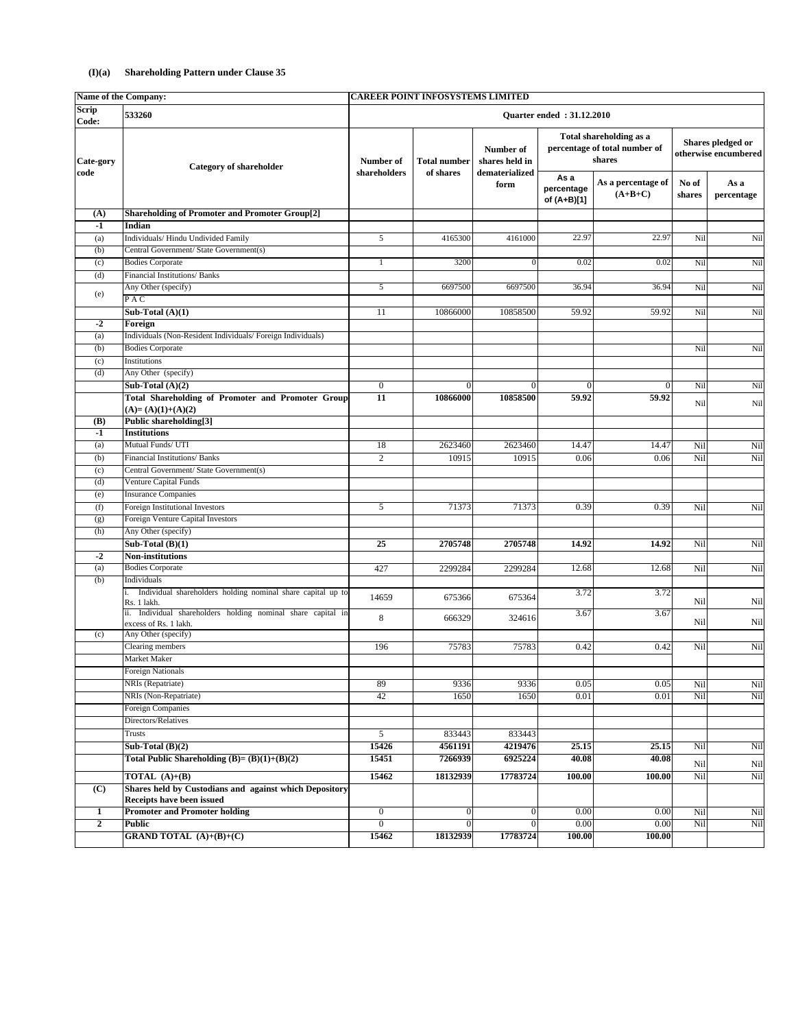## (I)(a) Shareholding Pattern under Clause 35

| Name of the Company: | | CAREER POINT INFOSYSTEMS LIMITED | | | | | | |
|---|---|---|---|---|---|---|---|---|
| Scrip Code: | 533260 | Quarter ended : 31.12.2010 | | | | | | |
| Cate-gory code | Category of shareholder | Number of shareholders | Total number of shares | Number of shares held in dematerialized form | Total shareholding as a percentage of total number of shares | | Shares pledged or otherwise encumbered | |
| | | | | | As a percentage of (A+B)[1] | As a percentage of (A+B+C) | No of shares | As a percentage |
| (A) | **Shareholding of Promoter and Promoter Group[2]** | | | | | | | |
| -1 | **Indian** | | | | | | | |
| (a) | Individuals/ Hindu Undivided Family | 5 | 4165300 | 4161000 | 22.97 | 22.97 | Nil | Nil |
| (b) | Central Government/ State Government(s) | | | | | | | |
| (c) | Bodies Corporate | 1 | 3200 | 0 | 0.02 | 0.02 | Nil | Nil |
| (d) | Financial Institutions/ Banks | | | | | | | |
| (e) | Any Other (specify) | 5 | 6697500 | 6697500 | 36.94 | 36.94 | Nil | Nil |
| | P A C | | | | | | | |
| | **Sub-Total (A)(1)** | 11 | 10866000 | 10858500 | 59.92 | 59.92 | Nil | Nil |
| -2 | **Foreign** | | | | | | | |
| (a) | Individuals (Non-Resident Individuals/ Foreign Individuals) | | | | | | | |
| (b) | Bodies Corporate | | | | | | Nil | Nil |
| (c) | Institutions | | | | | | | |
| (d) | Any Other (specify) | | | | | | | |
| | **Sub-Total (A)(2)** | 0 | 0 | 0 | 0 | 0 | Nil | Nil |
| | **Total Shareholding of Promoter and Promoter Group (A)= (A)(1)+(A)(2)** | **11** | **10866000** | **10858500** | **59.92** | **59.92** | Nil | Nil |
| (B) | **Public shareholding[3]** | | | | | | | |
| -1 | **Institutions** | | | | | | | |
| (a) | Mutual Funds/ UTI | 18 | 2623460 | 2623460 | 14.47 | 14.47 | Nil | Nil |
| (b) | Financial Institutions/ Banks | 2 | 10915 | 10915 | 0.06 | 0.06 | Nil | Nil |
| (c) | Central Government/ State Government(s) | | | | | | | |
| (d) | Venture Capital Funds | | | | | | | |
| (e) | Insurance Companies | | | | | | | |
| (f) | Foreign Institutional Investors | 5 | 71373 | 71373 | 0.39 | 0.39 | Nil | Nil |
| (g) | Foreign Venture Capital Investors | | | | | | | |
| (h) | Any Other (specify) | | | | | | | |
| | **Sub-Total (B)(1)** | **25** | **2705748** | **2705748** | **14.92** | **14.92** | Nil | Nil |
| -2 | **Non-institutions** | | | | | | | |
| (a) | Bodies Corporate | 427 | 2299284 | 2299284 | 12.68 | 12.68 | Nil | Nil |
| (b) | Individuals | | | | | | | |
| | i. Individual shareholders holding nominal share capital up to Rs. 1 lakh. | 14659 | 675366 | 675364 | 3.72 | 3.72 | Nil | Nil |
| | ii. Individual shareholders holding nominal share capital in excess of Rs. 1 lakh. | 8 | 666329 | 324616 | 3.67 | 3.67 | Nil | Nil |
| (c) | Any Other (specify) | | | | | | | |
| | Clearing members | 196 | 75783 | 75783 | 0.42 | 0.42 | Nil | Nil |
| | Market Maker | | | | | | | |
| | Foreign Nationals | | | | | | | |
| | NRIs (Repatriate) | 89 | 9336 | 9336 | 0.05 | 0.05 | Nil | Nil |
| | NRIs (Non-Repatriate) | 42 | 1650 | 1650 | 0.01 | 0.01 | Nil | Nil |
| | Foreign Companies | | | | | | | |
| | Directors/Relatives | | | | | | | |
| | Trusts | 5 | 833443 | 833443 | | | | |
| | **Sub-Total (B)(2)** | **15426** | **4561191** | **4219476** | **25.15** | **25.15** | Nil | Nil |
| | **Total Public Shareholding (B)= (B)(1)+(B)(2)** | **15451** | **7266939** | **6925224** | **40.08** | **40.08** | Nil | Nil |
| | **TOTAL (A)+(B)** | **15462** | **18132939** | **17783724** | **100.00** | **100.00** | Nil | Nil |
| (C) | **Shares held by Custodians and against which Depository Receipts have been issued** | | | | | | | |
| 1 | **Promoter and Promoter holding** | 0 | 0 | 0 | 0.00 | 0.00 | Nil | Nil |
| 2 | **Public** | 0 | 0 | 0 | 0.00 | 0.00 | Nil | Nil |
| | **GRAND TOTAL (A)+(B)+(C)** | **15462** | **18132939** | **17783724** | **100.00** | **100.00** | | |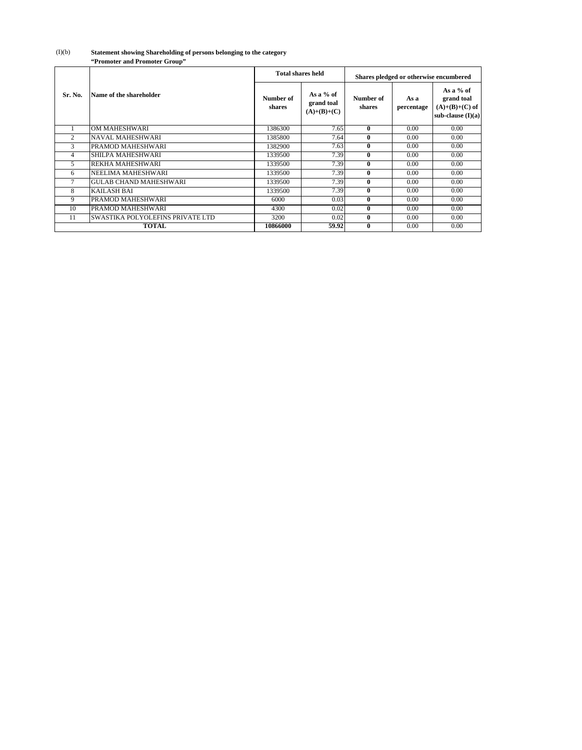(I)(b) **Statement showing Shareholding of persons belonging to the category "Promoter and Promoter Group"**

| Sr. No. | Name of the shareholder | Total shares held | | Shares pledged or otherwise encumbered | | |
|---|---|---|---|---|---|---|
| | | Number of shares | As a % of grand toal (A)+(B)+(C) | Number of shares | As a percentage | As a % of grand toal (A)+(B)+(C) of sub-clause (I)(a) |
| 1 | OM MAHESHWARI | 1386300 | 7.65 | 0 | 0.00 | 0.00 |
| 2 | NAVAL MAHESHWARI | 1385800 | 7.64 | 0 | 0.00 | 0.00 |
| 3 | PRAMOD MAHESHWARI | 1382900 | 7.63 | 0 | 0.00 | 0.00 |
| 4 | SHILPA MAHESHWARI | 1339500 | 7.39 | 0 | 0.00 | 0.00 |
| 5 | REKHA MAHESHWARI | 1339500 | 7.39 | 0 | 0.00 | 0.00 |
| 6 | NEELIMA MAHESHWARI | 1339500 | 7.39 | 0 | 0.00 | 0.00 |
| 7 | GULAB CHAND MAHESHWARI | 1339500 | 7.39 | 0 | 0.00 | 0.00 |
| 8 | KAILASH BAI | 1339500 | 7.39 | 0 | 0.00 | 0.00 |
| 9 | PRAMOD MAHESHWARI | 6000 | 0.03 | 0 | 0.00 | 0.00 |
| 10 | PRAMOD MAHESHWARI | 4300 | 0.02 | 0 | 0.00 | 0.00 |
| 11 | SWASTIKA POLYOLEFINS PRIVATE LTD | 3200 | 0.02 | 0 | 0.00 | 0.00 |
| **TOTAL** | | **10866000** | **59.92** | **0** | 0.00 | 0.00 |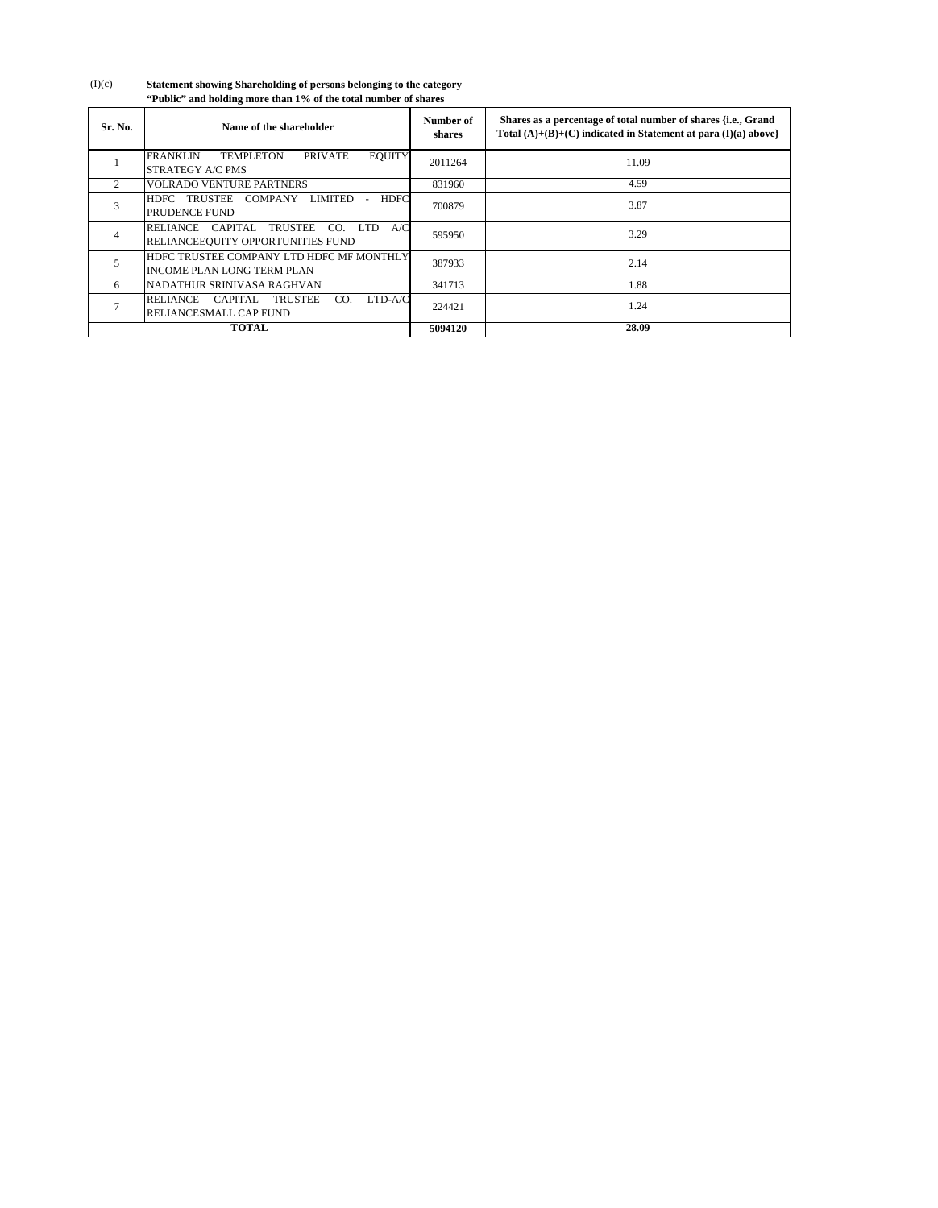(I)(c) **Statement showing Shareholding of persons belonging to the category "Public" and holding more than 1% of the total number of shares**

| Sr. No. | Name of the shareholder | Number of shares | Shares as a percentage of total number of shares {i.e., Grand Total (A)+(B)+(C) indicated in Statement at para (I)(a) above} |
|---|---|---|---|
| 1 | FRANKLIN TEMPLETON PRIVATE EQUITY STRATEGY A/C PMS | 2011264 | 11.09 |
| 2 | VOLRADO VENTURE PARTNERS | 831960 | 4.59 |
| 3 | HDFC TRUSTEE COMPANY LIMITED - HDFC PRUDENCE FUND | 700879 | 3.87 |
| 4 | RELIANCE CAPITAL TRUSTEE CO. LTD A/C RELIANCEEQUITY OPPORTUNITIES FUND | 595950 | 3.29 |
| 5 | HDFC TRUSTEE COMPANY LTD HDFC MF MONTHLY INCOME PLAN LONG TERM PLAN | 387933 | 2.14 |
| 6 | NADATHUR SRINIVASA RAGHVAN | 341713 | 1.88 |
| 7 | RELIANCE CAPITAL TRUSTEE CO. LTD-A/C RELIANCESMALL CAP FUND | 224421 | 1.24 |
| **TOTAL** | | **5094120** | **28.09** |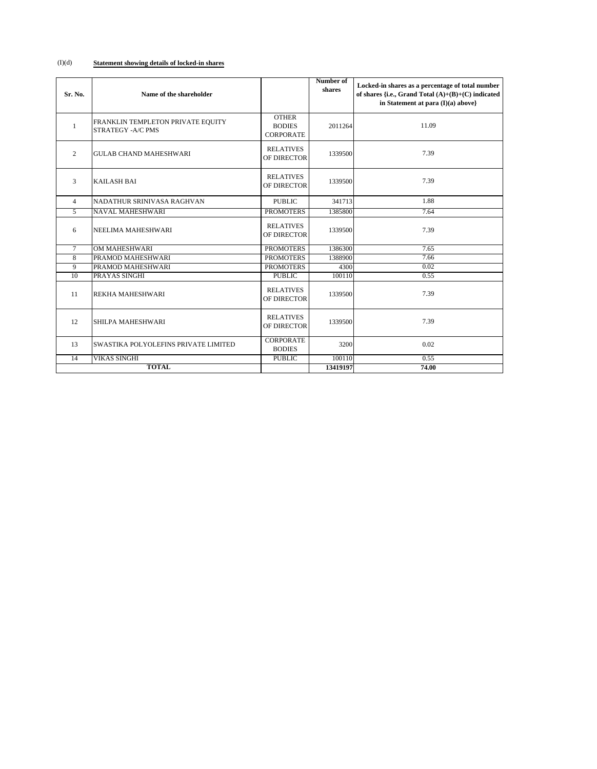(I)(d) **Statement showing details of locked-in shares**

| Sr. No. | Name of the shareholder | | Number of shares | Locked-in shares as a percentage of total number of shares {i.e., Grand Total (A)+(B)+(C) indicated in Statement at para (I)(a) above} |
|---|---|---|---|---|
| 1 | FRANKLIN TEMPLETON PRIVATE EQUITY STRATEGY -A/C PMS | OTHER BODIES CORPORATE | 2011264 | 11.09 |
| 2 | GULAB CHAND MAHESHWARI | RELATIVES OF DIRECTOR | 1339500 | 7.39 |
| 3 | KAILASH BAI | RELATIVES OF DIRECTOR | 1339500 | 7.39 |
| 4 | NADATHUR SRINIVASA RAGHVAN | PUBLIC | 341713 | 1.88 |
| 5 | NAVAL MAHESHWARI | PROMOTERS | 1385800 | 7.64 |
| 6 | NEELIMA MAHESHWARI | RELATIVES OF DIRECTOR | 1339500 | 7.39 |
| 7 | OM MAHESHWARI | PROMOTERS | 1386300 | 7.65 |
| 8 | PRAMOD MAHESHWARI | PROMOTERS | 1388900 | 7.66 |
| 9 | PRAMOD MAHESHWARI | PROMOTERS | 4300 | 0.02 |
| 10 | PRAYAS SINGHI | PUBLIC | 100110 | 0.55 |
| 11 | REKHA MAHESHWARI | RELATIVES OF DIRECTOR | 1339500 | 7.39 |
| 12 | SHILPA MAHESHWARI | RELATIVES OF DIRECTOR | 1339500 | 7.39 |
| 13 | SWASTIKA POLYOLEFINS PRIVATE LIMITED | CORPORATE BODIES | 3200 | 0.02 |
| 14 | VIKAS SINGHI | PUBLIC | 100110 | 0.55 |
| **TOTAL** | | | **13419197** | **74.00** |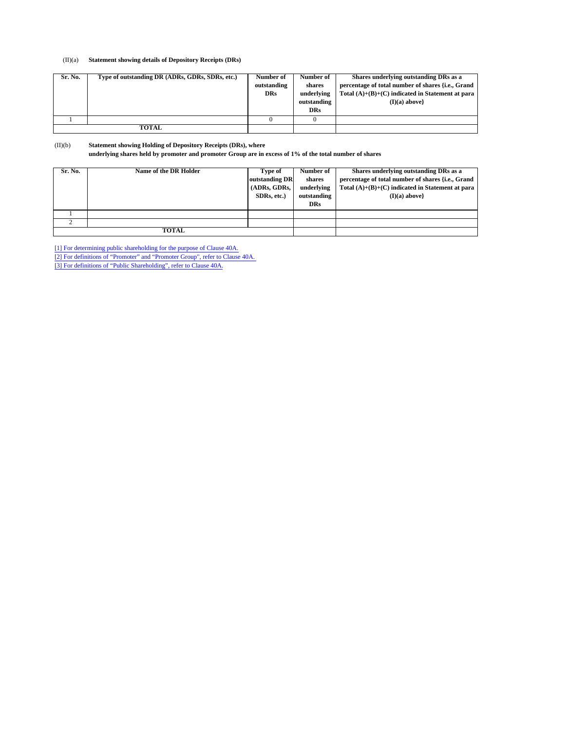(II)(a) **Statement showing details of Depository Receipts (DRs)**

| Sr. No. | Type of outstanding DR (ADRs, GDRs, SDRs, etc.) | Number of outstanding DRs | Number of shares underlying outstanding DRs | Shares underlying outstanding DRs as a percentage of total number of shares {i.e., Grand Total (A)+(B)+(C) indicated in Statement at para (I)(a) above} |
|---|---|---|---|---|
| 1 | | 0 | 0 | |
| **TOTAL** | | | | |

(II)(b) **Statement showing Holding of Depository Receipts (DRs), where underlying shares held by promoter and promoter Group are in excess of 1% of the total number of shares**

| Sr. No. | Name of the DR Holder | Type of outstanding DR (ADRs, GDRs, SDRs, etc.) | Number of shares underlying outstanding DRs | Shares underlying outstanding DRs as a percentage of total number of shares {i.e., Grand Total (A)+(B)+(C) indicated in Statement at para (I)(a) above} |
|---|---|---|---|---|
| 1 | | | | |
| 2 | | | | |
| **TOTAL** | | | | |

[1] For determining public shareholding for the purpose of Clause 40A.

[2] For definitions of "Promoter" and "Promoter Group", refer to Clause 40A.

[3] For definitions of "Public Shareholding", refer to Clause 40A.